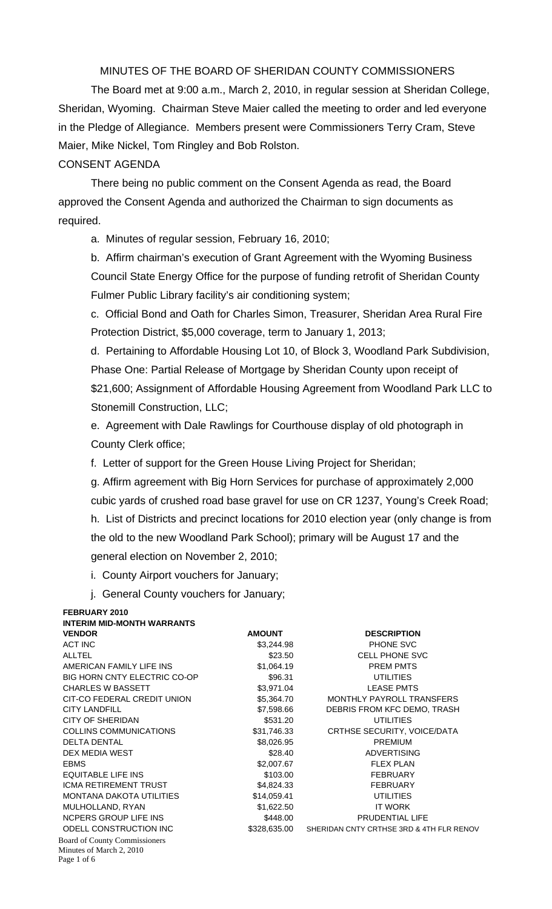# MINUTES OF THE BOARD OF SHERIDAN COUNTY COMMISSIONERS

The Board met at 9:00 a.m., March 2, 2010, in regular session at Sheridan College, Sheridan, Wyoming. Chairman Steve Maier called the meeting to order and led everyone in the Pledge of Allegiance. Members present were Commissioners Terry Cram, Steve Maier, Mike Nickel, Tom Ringley and Bob Rolston.

## CONSENT AGENDA

There being no public comment on the Consent Agenda as read, the Board approved the Consent Agenda and authorized the Chairman to sign documents as required.

a. Minutes of regular session, February 16, 2010;

b. Affirm chairman's execution of Grant Agreement with the Wyoming Business Council State Energy Office for the purpose of funding retrofit of Sheridan County Fulmer Public Library facility's air conditioning system;

c. Official Bond and Oath for Charles Simon, Treasurer, Sheridan Area Rural Fire Protection District, $5,000 coverage, term to January 1, 2013;

d. Pertaining to Affordable Housing Lot 10, of Block 3, Woodland Park Subdivision, Phase One: Partial Release of Mortgage by Sheridan County upon receipt of $21,600; Assignment of Affordable Housing Agreement from Woodland Park LLC to Stonemill Construction, LLC;

e. Agreement with Dale Rawlings for Courthouse display of old photograph in County Clerk office;

f. Letter of support for the Green House Living Project for Sheridan;

g. Affirm agreement with Big Horn Services for purchase of approximately 2,000 cubic yards of crushed road base gravel for use on CR 1237, Young's Creek Road;

h. List of Districts and precinct locations for 2010 election year (only change is from the old to the new Woodland Park School); primary will be August 17 and the general election on November 2, 2010;

i. County Airport vouchers for January;

j. General County vouchers for January;

**FEBRUARY 2010**
**INTERIM MID-MONTH WARRANTS**

| VENDOR | AMOUNT | DESCRIPTION |
|---|---|---|
| ACT INC | $3,244.98 | PHONE SVC |
| ALLTEL | $23.50 | CELL PHONE SVC |
| AMERICAN FAMILY LIFE INS | $1,064.19 | PREM PMTS |
| BIG HORN CNTY ELECTRIC CO-OP | $96.31 | UTILITIES |
| CHARLES W BASSETT | $3,971.04 | LEASE PMTS |
| CIT-CO FEDERAL CREDIT UNION | $5,364.70 | MONTHLY PAYROLL TRANSFERS |
| CITY LANDFILL | $7,598.66 | DEBRIS FROM KFC DEMO, TRASH |
| CITY OF SHERIDAN | $531.20 | UTILITIES |
| COLLINS COMMUNICATIONS | $31,746.33 | CRTHSE SECURITY, VOICE/DATA |
| DELTA DENTAL | $8,026.95 | PREMIUM |
| DEX MEDIA WEST | $28.40 | ADVERTISING |
| EBMS | $2,007.67 | FLEX PLAN |
| EQUITABLE LIFE INS | $103.00 | FEBRUARY |
| ICMA RETIREMENT TRUST | $4,824.33 | FEBRUARY |
| MONTANA DAKOTA UTILITIES | $14,059.41 | UTILITIES |
| MULHOLLAND, RYAN | $1,622.50 | IT WORK |
| NCPERS GROUP LIFE INS | $448.00 | PRUDENTIAL LIFE |
| ODELL CONSTRUCTION INC | $328,635.00 | SHERIDAN CNTY CRTHSE 3RD & 4TH FLR RENOV |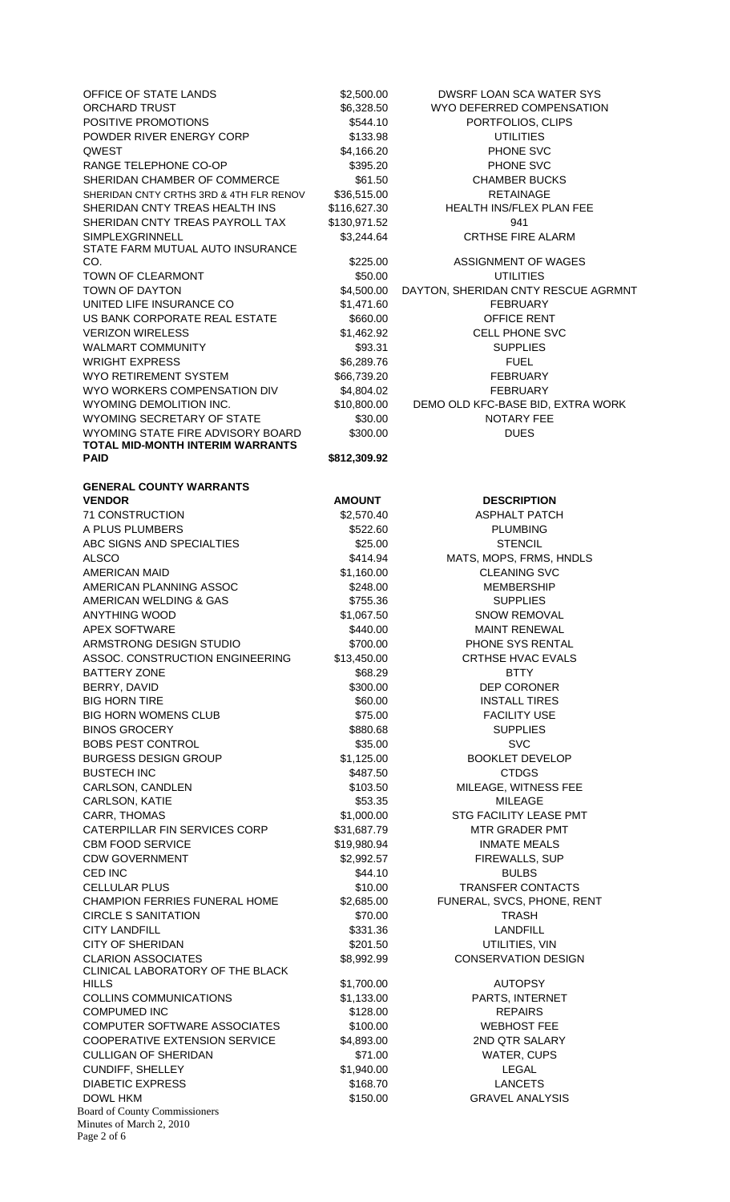| | | |
|---|---|---|
| OFFICE OF STATE LANDS | $2,500.00 | DWSRF LOAN SCA WATER SYS |
| ORCHARD TRUST | $6,328.50 | WYO DEFERRED COMPENSATION |
| POSITIVE PROMOTIONS | $544.10 | PORTFOLIOS, CLIPS |
| POWDER RIVER ENERGY CORP | $133.98 | UTILITIES |
| QWEST | $4,166.20 | PHONE SVC |
| RANGE TELEPHONE CO-OP | $395.20 | PHONE SVC |
| SHERIDAN CHAMBER OF COMMERCE | $61.50 | CHAMBER BUCKS |
| SHERIDAN CNTY CRTHS 3RD & 4TH FLR RENOV | $36,515.00 | RETAINAGE |
| SHERIDAN CNTY TREAS HEALTH INS | $116,627.30 | HEALTH INS/FLEX PLAN FEE |
| SHERIDAN CNTY TREAS PAYROLL TAX | $130,971.52 | 941 |
| SIMPLEXGRINNELL | $3,244.64 | CRTHSE FIRE ALARM |
| STATE FARM MUTUAL AUTO INSURANCE CO. | $225.00 | ASSIGNMENT OF WAGES |
| TOWN OF CLEARMONT | $50.00 | UTILITIES |
| TOWN OF DAYTON | $4,500.00 | DAYTON, SHERIDAN CNTY RESCUE AGRMNT |
| UNITED LIFE INSURANCE CO | $1,471.60 | FEBRUARY |
| US BANK CORPORATE REAL ESTATE | $660.00 | OFFICE RENT |
| VERIZON WIRELESS | $1,462.92 | CELL PHONE SVC |
| WALMART COMMUNITY | $93.31 | SUPPLIES |
| WRIGHT EXPRESS | $6,289.76 | FUEL |
| WYO RETIREMENT SYSTEM | $66,739.20 | FEBRUARY |
| WYO WORKERS COMPENSATION DIV | $4,804.02 | FEBRUARY |
| WYOMING DEMOLITION INC. | $10,800.00 | DEMO OLD KFC-BASE BID, EXTRA WORK |
| WYOMING SECRETARY OF STATE | $30.00 | NOTARY FEE |
| WYOMING STATE FIRE ADVISORY BOARD | $300.00 | DUES |
| **TOTAL MID-MONTH INTERIM WARRANTS PAID** | **$812,309.92** | |

**GENERAL COUNTY WARRANTS**

| VENDOR | AMOUNT | DESCRIPTION |
|---|---|---|
| 71 CONSTRUCTION | $2,570.40 | ASPHALT PATCH |
| A PLUS PLUMBERS | $522.60 | PLUMBING |
| ABC SIGNS AND SPECIALTIES | $25.00 | STENCIL |
| ALSCO | $414.94 | MATS, MOPS, FRMS, HNDLS |
| AMERICAN MAID | $1,160.00 | CLEANING SVC |
| AMERICAN PLANNING ASSOC | $248.00 | MEMBERSHIP |
| AMERICAN WELDING & GAS | $755.36 | SUPPLIES |
| ANYTHING WOOD | $1,067.50 | SNOW REMOVAL |
| APEX SOFTWARE | $440.00 | MAINT RENEWAL |
| ARMSTRONG DESIGN STUDIO | $700.00 | PHONE SYS RENTAL |
| ASSOC. CONSTRUCTION ENGINEERING | $13,450.00 | CRTHSE HVAC EVALS |
| BATTERY ZONE | $68.29 | BTTY |
| BERRY, DAVID | $300.00 | DEP CORONER |
| BIG HORN TIRE | $60.00 | INSTALL TIRES |
| BIG HORN WOMENS CLUB | $75.00 | FACILITY USE |
| BINOS GROCERY | $880.68 | SUPPLIES |
| BOBS PEST CONTROL | $35.00 | SVC |
| BURGESS DESIGN GROUP | $1,125.00 | BOOKLET DEVELOP |
| BUSTECH INC | $487.50 | CTDGS |
| CARLSON, CANDLEN | $103.50 | MILEAGE, WITNESS FEE |
| CARLSON, KATIE | $53.35 | MILEAGE |
| CARR, THOMAS | $1,000.00 | STG FACILITY LEASE PMT |
| CATERPILLAR FIN SERVICES CORP | $31,687.79 | MTR GRADER PMT |
| CBM FOOD SERVICE | $19,980.94 | INMATE MEALS |
| CDW GOVERNMENT | $2,992.57 | FIREWALLS, SUP |
| CED INC | $44.10 | BULBS |
| CELLULAR PLUS | $10.00 | TRANSFER CONTACTS |
| CHAMPION FERRIES FUNERAL HOME | $2,685.00 | FUNERAL, SVCS, PHONE, RENT |
| CIRCLE S SANITATION | $70.00 | TRASH |
| CITY LANDFILL | $331.36 | LANDFILL |
| CITY OF SHERIDAN | $201.50 | UTILITIES, VIN |
| CLARION ASSOCIATES | $8,992.99 | CONSERVATION DESIGN |
| CLINICAL LABORATORY OF THE BLACK HILLS | $1,700.00 | AUTOPSY |
| COLLINS COMMUNICATIONS | $1,133.00 | PARTS, INTERNET |
| COMPUMED INC | $128.00 | REPAIRS |
| COMPUTER SOFTWARE ASSOCIATES | $100.00 | WEBHOST FEE |
| COOPERATIVE EXTENSION SERVICE | $4,893.00 | 2ND QTR SALARY |
| CULLIGAN OF SHERIDAN | $71.00 | WATER, CUPS |
| CUNDIFF, SHELLEY | $1,940.00 | LEGAL |
| DIABETIC EXPRESS | $168.70 | LANCETS |
| DOWL HKM | $150.00 | GRAVEL ANALYSIS |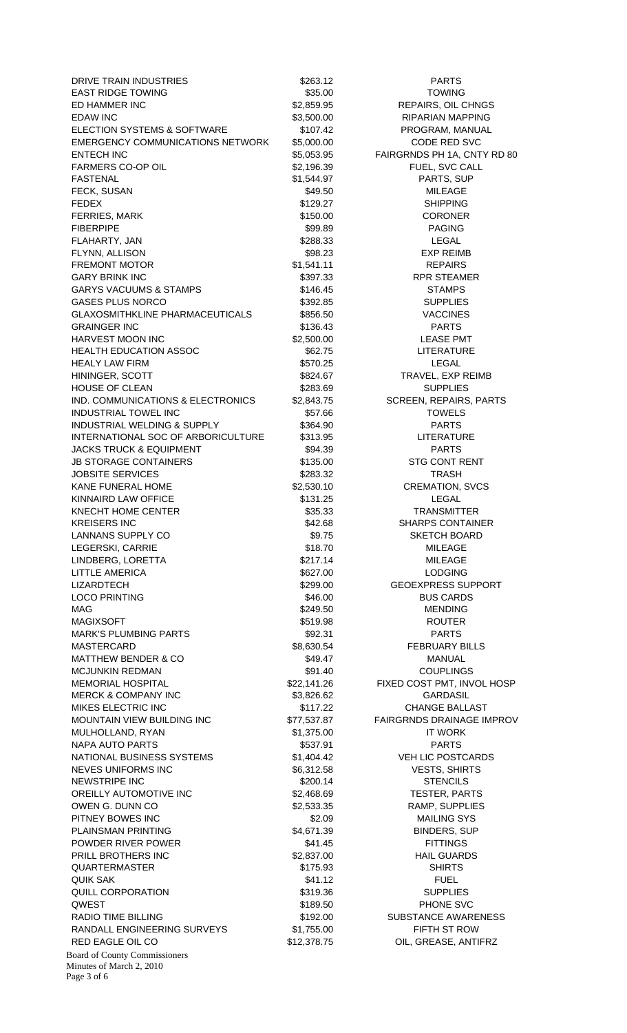| | | |
|---|---|---|
| DRIVE TRAIN INDUSTRIES | $263.12 | PARTS |
| EAST RIDGE TOWING | $35.00 | TOWING |
| ED HAMMER INC | $2,859.95 | REPAIRS, OIL CHNGS |
| EDAW INC | $3,500.00 | RIPARIAN MAPPING |
| ELECTION SYSTEMS & SOFTWARE | $107.42 | PROGRAM, MANUAL |
| EMERGENCY COMMUNICATIONS NETWORK | $5,000.00 | CODE RED SVC |
| ENTECH INC | $5,053.95 | FAIRGRNDS PH 1A, CNTY RD 80 |
| FARMERS CO-OP OIL | $2,196.39 | FUEL, SVC CALL |
| FASTENAL | $1,544.97 | PARTS, SUP |
| FECK, SUSAN | $49.50 | MILEAGE |
| FEDEX | $129.27 | SHIPPING |
| FERRIES, MARK | $150.00 | CORONER |
| FIBERPIPE | $99.89 | PAGING |
| FLAHARTY, JAN | $288.33 | LEGAL |
| FLYNN, ALLISON | $98.23 | EXP REIMB |
| FREMONT MOTOR | $1,541.11 | REPAIRS |
| GARY BRINK INC | $397.33 | RPR STEAMER |
| GARYS VACUUMS & STAMPS | $146.45 | STAMPS |
| GASES PLUS NORCO | $392.85 | SUPPLIES |
| GLAXOSMITHKLINE PHARMACEUTICALS | $856.50 | VACCINES |
| GRAINGER INC | $136.43 | PARTS |
| HARVEST MOON INC | $2,500.00 | LEASE PMT |
| HEALTH EDUCATION ASSOC | $62.75 | LITERATURE |
| HEALY LAW FIRM | $570.25 | LEGAL |
| HININGER, SCOTT | $824.67 | TRAVEL, EXP REIMB |
| HOUSE OF CLEAN | $283.69 | SUPPLIES |
| IND. COMMUNICATIONS & ELECTRONICS | $2,843.75 | SCREEN, REPAIRS, PARTS |
| INDUSTRIAL TOWEL INC | $57.66 | TOWELS |
| INDUSTRIAL WELDING & SUPPLY | $364.90 | PARTS |
| INTERNATIONAL SOC OF ARBORICULTURE | $313.95 | LITERATURE |
| JACKS TRUCK & EQUIPMENT | $94.39 | PARTS |
| JB STORAGE CONTAINERS | $135.00 | STG CONT RENT |
| JOBSITE SERVICES | $283.32 | TRASH |
| KANE FUNERAL HOME | $2,530.10 | CREMATION, SVCS |
| KINNAIRD LAW OFFICE | $131.25 | LEGAL |
| KNECHT HOME CENTER | $35.33 | TRANSMITTER |
| KREISERS INC | $42.68 | SHARPS CONTAINER |
| LANNANS SUPPLY CO | $9.75 | SKETCH BOARD |
| LEGERSKI, CARRIE | $18.70 | MILEAGE |
| LINDBERG, LORETTA | $217.14 | MILEAGE |
| LITTLE AMERICA | $627.00 | LODGING |
| LIZARDTECH | $299.00 | GEOEXPRESS SUPPORT |
| LOCO PRINTING | $46.00 | BUS CARDS |
| MAG | $249.50 | MENDING |
| MAGIXSOFT | $519.98 | ROUTER |
| MARK'S PLUMBING PARTS | $92.31 | PARTS |
| MASTERCARD | $8,630.54 | FEBRUARY BILLS |
| MATTHEW BENDER & CO | $49.47 | MANUAL |
| MCJUNKIN REDMAN | $91.40 | COUPLINGS |
| MEMORIAL HOSPITAL | $22,141.26 | FIXED COST PMT, INVOL HOSP |
| MERCK & COMPANY INC | $3,826.62 | GARDASIL |
| MIKES ELECTRIC INC | $117.22 | CHANGE BALLAST |
| MOUNTAIN VIEW BUILDING INC | $77,537.87 | FAIRGRNDS DRAINAGE IMPROV |
| MULHOLLAND, RYAN | $1,375.00 | IT WORK |
| NAPA AUTO PARTS | $537.91 | PARTS |
| NATIONAL BUSINESS SYSTEMS | $1,404.42 | VEH LIC POSTCARDS |
| NEVES UNIFORMS INC | $6,312.58 | VESTS, SHIRTS |
| NEWSTRIPE INC | $200.14 | STENCILS |
| OREILLY AUTOMOTIVE INC | $2,468.69 | TESTER, PARTS |
| OWEN G. DUNN CO | $2,533.35 | RAMP, SUPPLIES |
| PITNEY BOWES INC | $2.09 | MAILING SYS |
| PLAINSMAN PRINTING | $4,671.39 | BINDERS, SUP |
| POWDER RIVER POWER | $41.45 | FITTINGS |
| PRILL BROTHERS INC | $2,837.00 | HAIL GUARDS |
| QUARTERMASTER | $175.93 | SHIRTS |
| QUIK SAK | $41.12 | FUEL |
| QUILL CORPORATION | $319.36 | SUPPLIES |
| QWEST | $189.50 | PHONE SVC |
| RADIO TIME BILLING | $192.00 | SUBSTANCE AWARENESS |
| RANDALL ENGINEERING SURVEYS | $1,755.00 | FIFTH ST ROW |
| RED EAGLE OIL CO | $12,378.75 | OIL, GREASE, ANTIFRZ |

Board of County Commissioners
Minutes of March 2, 2010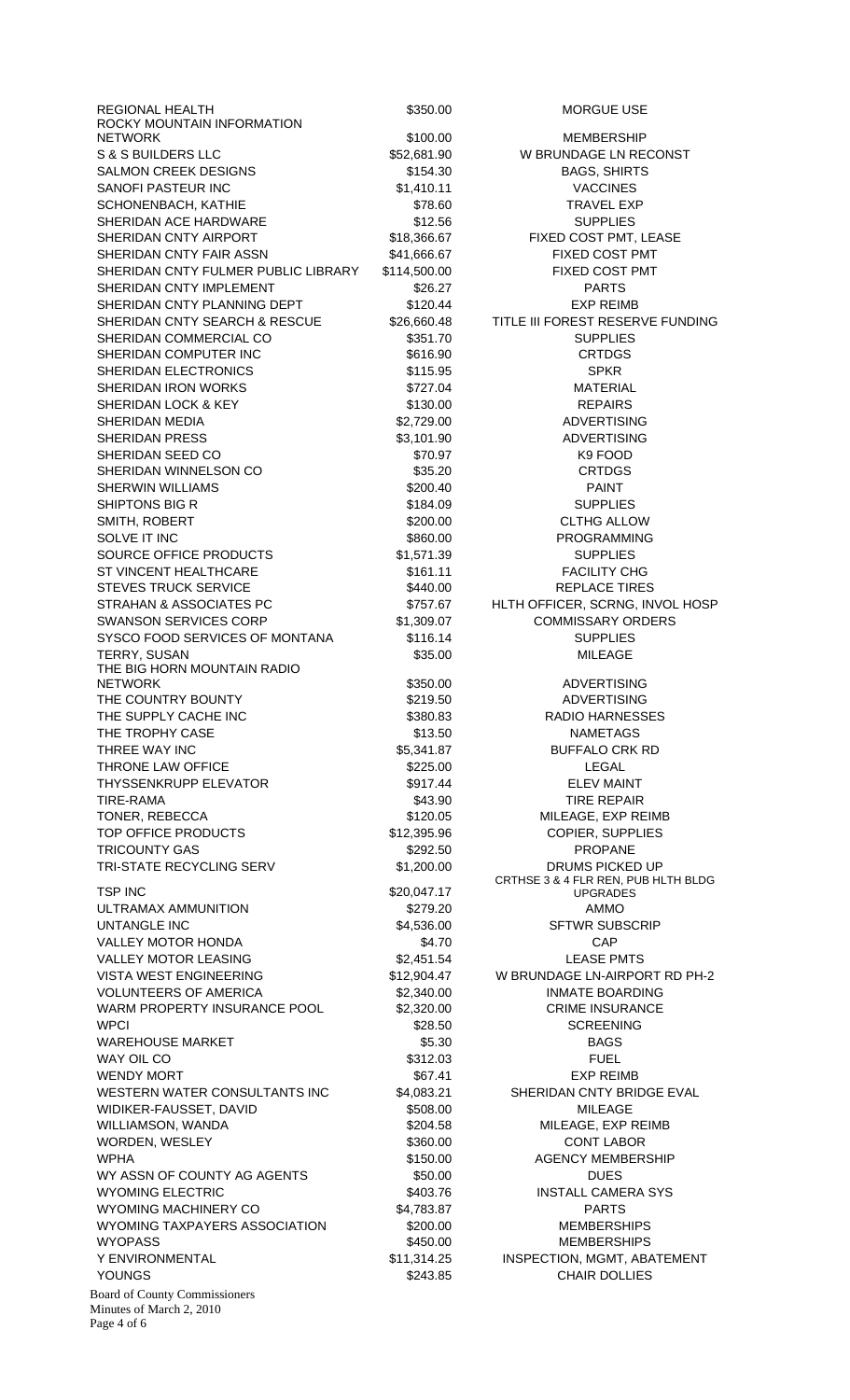| | | |
|---|---|---|
| REGIONAL HEALTH | $350.00 | MORGUE USE |
| ROCKY MOUNTAIN INFORMATION NETWORK | $100.00 | MEMBERSHIP |
| S & S BUILDERS LLC | $52,681.90 | W BRUNDAGE LN RECONST |
| SALMON CREEK DESIGNS | $154.30 | BAGS, SHIRTS |
| SANOFI PASTEUR INC | $1,410.11 | VACCINES |
| SCHONENBACH, KATHIE | $78.60 | TRAVEL EXP |
| SHERIDAN ACE HARDWARE | $12.56 | SUPPLIES |
| SHERIDAN CNTY AIRPORT | $18,366.67 | FIXED COST PMT, LEASE |
| SHERIDAN CNTY FAIR ASSN | $41,666.67 | FIXED COST PMT |
| SHERIDAN CNTY FULMER PUBLIC LIBRARY | $114,500.00 | FIXED COST PMT |
| SHERIDAN CNTY IMPLEMENT | $26.27 | PARTS |
| SHERIDAN CNTY PLANNING DEPT | $120.44 | EXP REIMB |
| SHERIDAN CNTY SEARCH & RESCUE | $26,660.48 | TITLE III FOREST RESERVE FUNDING |
| SHERIDAN COMMERCIAL CO | $351.70 | SUPPLIES |
| SHERIDAN COMPUTER INC | $616.90 | CRTDGS |
| SHERIDAN ELECTRONICS | $115.95 | SPKR |
| SHERIDAN IRON WORKS | $727.04 | MATERIAL |
| SHERIDAN LOCK & KEY | $130.00 | REPAIRS |
| SHERIDAN MEDIA | $2,729.00 | ADVERTISING |
| SHERIDAN PRESS | $3,101.90 | ADVERTISING |
| SHERIDAN SEED CO | $70.97 | K9 FOOD |
| SHERIDAN WINNELSON CO | $35.20 | CRTDGS |
| SHERWIN WILLIAMS | $200.40 | PAINT |
| SHIPTONS BIG R | $184.09 | SUPPLIES |
| SMITH, ROBERT | $200.00 | CLTHG ALLOW |
| SOLVE IT INC | $860.00 | PROGRAMMING |
| SOURCE OFFICE PRODUCTS | $1,571.39 | SUPPLIES |
| ST VINCENT HEALTHCARE | $161.11 | FACILITY CHG |
| STEVES TRUCK SERVICE | $440.00 | REPLACE TIRES |
| STRAHAN & ASSOCIATES PC | $757.67 | HLTH OFFICER, SCRNG, INVOL HOSP |
| SWANSON SERVICES CORP | $1,309.07 | COMMISSARY ORDERS |
| SYSCO FOOD SERVICES OF MONTANA | $116.14 | SUPPLIES |
| TERRY, SUSAN | $35.00 | MILEAGE |
| THE BIG HORN MOUNTAIN RADIO NETWORK | $350.00 | ADVERTISING |
| THE COUNTRY BOUNTY | $219.50 | ADVERTISING |
| THE SUPPLY CACHE INC | $380.83 | RADIO HARNESSES |
| THE TROPHY CASE | $13.50 | NAMETAGS |
| THREE WAY INC | $5,341.87 | BUFFALO CRK RD |
| THRONE LAW OFFICE | $225.00 | LEGAL |
| THYSSENKRUPP ELEVATOR | $917.44 | ELEV MAINT |
| TIRE-RAMA | $43.90 | TIRE REPAIR |
| TONER, REBECCA | $120.05 | MILEAGE, EXP REIMB |
| TOP OFFICE PRODUCTS | $12,395.96 | COPIER, SUPPLIES |
| TRICOUNTY GAS | $292.50 | PROPANE |
| TRI-STATE RECYCLING SERV | $1,200.00 | DRUMS PICKED UP |
| TSP INC | $20,047.17 | CRTHSE 3 & 4 FLR REN, PUB HLTH BLDG UPGRADES |
| ULTRAMAX AMMUNITION | $279.20 | AMMO |
| UNTANGLE INC | $4,536.00 | SFTWR SUBSCRIP |
| VALLEY MOTOR HONDA | $4.70 | CAP |
| VALLEY MOTOR LEASING | $2,451.54 | LEASE PMTS |
| VISTA WEST ENGINEERING | $12,904.47 | W BRUNDAGE LN-AIRPORT RD PH-2 |
| VOLUNTEERS OF AMERICA | $2,340.00 | INMATE BOARDING |
| WARM PROPERTY INSURANCE POOL | $2,320.00 | CRIME INSURANCE |
| WPCI | $28.50 | SCREENING |
| WAREHOUSE MARKET | $5.30 | BAGS |
| WAY OIL CO | $312.03 | FUEL |
| WENDY MORT | $67.41 | EXP REIMB |
| WESTERN WATER CONSULTANTS INC | $4,083.21 | SHERIDAN CNTY BRIDGE EVAL |
| WIDIKER-FAUSSET, DAVID | $508.00 | MILEAGE |
| WILLIAMSON, WANDA | $204.58 | MILEAGE, EXP REIMB |
| WORDEN, WESLEY | $360.00 | CONT LABOR |
| WPHA | $150.00 | AGENCY MEMBERSHIP |
| WY ASSN OF COUNTY AG AGENTS | $50.00 | DUES |
| WYOMING ELECTRIC | $403.76 | INSTALL CAMERA SYS |
| WYOMING MACHINERY CO | $4,783.87 | PARTS |
| WYOMING TAXPAYERS ASSOCIATION | $200.00 | MEMBERSHIPS |
| WYOPASS | $450.00 | MEMBERSHIPS |
| Y ENVIRONMENTAL | $11,314.25 | INSPECTION, MGMT, ABATEMENT |
| YOUNGS | $243.85 | CHAIR DOLLIES |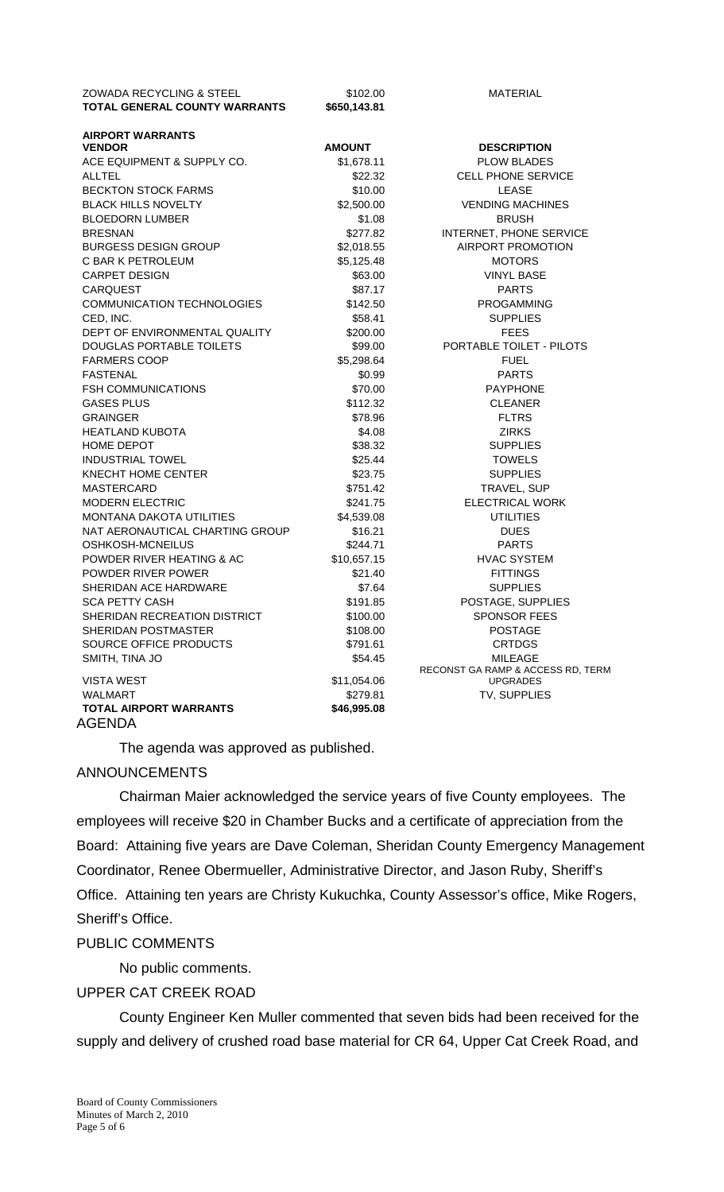| | | |
|---|---|---|
| ZOWADA RECYCLING & STEEL | $102.00 | MATERIAL |
| **TOTAL GENERAL COUNTY WARRANTS** | **$650,143.81** | |

**AIRPORT WARRANTS**

| VENDOR | AMOUNT | DESCRIPTION |
|---|---|---|
| ACE EQUIPMENT & SUPPLY CO. | $1,678.11 | PLOW BLADES |
| ALLTEL | $22.32 | CELL PHONE SERVICE |
| BECKTON STOCK FARMS | $10.00 | LEASE |
| BLACK HILLS NOVELTY | $2,500.00 | VENDING MACHINES |
| BLOEDORN LUMBER | $1.08 | BRUSH |
| BRESNAN | $277.82 | INTERNET, PHONE SERVICE |
| BURGESS DESIGN GROUP | $2,018.55 | AIRPORT PROMOTION |
| C BAR K PETROLEUM | $5,125.48 | MOTORS |
| CARPET DESIGN | $63.00 | VINYL BASE |
| CARQUEST | $87.17 | PARTS |
| COMMUNICATION TECHNOLOGIES | $142.50 | PROGAMMING |
| CED, INC. | $58.41 | SUPPLIES |
| DEPT OF ENVIRONMENTAL QUALITY | $200.00 | FEES |
| DOUGLAS PORTABLE TOILETS | $99.00 | PORTABLE TOILET - PILOTS |
| FARMERS COOP | $5,298.64 | FUEL |
| FASTENAL | $0.99 | PARTS |
| FSH COMMUNICATIONS | $70.00 | PAYPHONE |
| GASES PLUS | $112.32 | CLEANER |
| GRAINGER | $78.96 | FLTRS |
| HEATLAND KUBOTA | $4.08 | ZIRKS |
| HOME DEPOT | $38.32 | SUPPLIES |
| INDUSTRIAL TOWEL | $25.44 | TOWELS |
| KNECHT HOME CENTER | $23.75 | SUPPLIES |
| MASTERCARD | $751.42 | TRAVEL, SUP |
| MODERN ELECTRIC | $241.75 | ELECTRICAL WORK |
| MONTANA DAKOTA UTILITIES | $4,539.08 | UTILITIES |
| NAT AERONAUTICAL CHARTING GROUP | $16.21 | DUES |
| OSHKOSH-MCNEILUS | $244.71 | PARTS |
| POWDER RIVER HEATING & AC | $10,657.15 | HVAC SYSTEM |
| POWDER RIVER POWER | $21.40 | FITTINGS |
| SHERIDAN ACE HARDWARE | $7.64 | SUPPLIES |
| SCA PETTY CASH | $191.85 | POSTAGE, SUPPLIES |
| SHERIDAN RECREATION DISTRICT | $100.00 | SPONSOR FEES |
| SHERIDAN POSTMASTER | $108.00 | POSTAGE |
| SOURCE OFFICE PRODUCTS | $791.61 | CRTDGS |
| SMITH, TINA JO | $54.45 | MILEAGE |
| VISTA WEST | $11,054.06 | RECONST GA RAMP & ACCESS RD, TERM UPGRADES |
| WALMART | $279.81 | TV, SUPPLIES |
| **TOTAL AIRPORT WARRANTS** | **$46,995.08** | |

AGENDA

The agenda was approved as published.

ANNOUNCEMENTS

Chairman Maier acknowledged the service years of five County employees. The employees will receive $20 in Chamber Bucks and a certificate of appreciation from the Board: Attaining five years are Dave Coleman, Sheridan County Emergency Management Coordinator, Renee Obermueller, Administrative Director, and Jason Ruby, Sheriff's Office. Attaining ten years are Christy Kukuchka, County Assessor's office, Mike Rogers, Sheriff's Office.

PUBLIC COMMENTS

No public comments.

UPPER CAT CREEK ROAD

County Engineer Ken Muller commented that seven bids had been received for the supply and delivery of crushed road base material for CR 64, Upper Cat Creek Road, and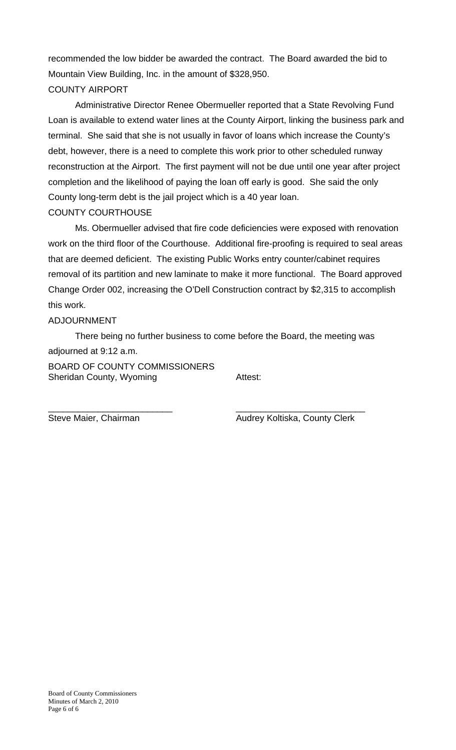recommended the low bidder be awarded the contract. The Board awarded the bid to Mountain View Building, Inc. in the amount of $328,950.

COUNTY AIRPORT

Administrative Director Renee Obermueller reported that a State Revolving Fund Loan is available to extend water lines at the County Airport, linking the business park and terminal. She said that she is not usually in favor of loans which increase the County's debt, however, there is a need to complete this work prior to other scheduled runway reconstruction at the Airport. The first payment will not be due until one year after project completion and the likelihood of paying the loan off early is good. She said the only County long-term debt is the jail project which is a 40 year loan.

COUNTY COURTHOUSE

Ms. Obermueller advised that fire code deficiencies were exposed with renovation work on the third floor of the Courthouse. Additional fire-proofing is required to seal areas that are deemed deficient. The existing Public Works entry counter/cabinet requires removal of its partition and new laminate to make it more functional. The Board approved Change Order 002, increasing the O'Dell Construction contract by $2,315 to accomplish this work.

ADJOURNMENT

There being no further business to come before the Board, the meeting was adjourned at 9:12 a.m.

BOARD OF COUNTY COMMISSIONERS
Sheridan County, Wyoming

Attest:

_________________________
Steve Maier, Chairman

_________________________
Audrey Koltiska, County Clerk